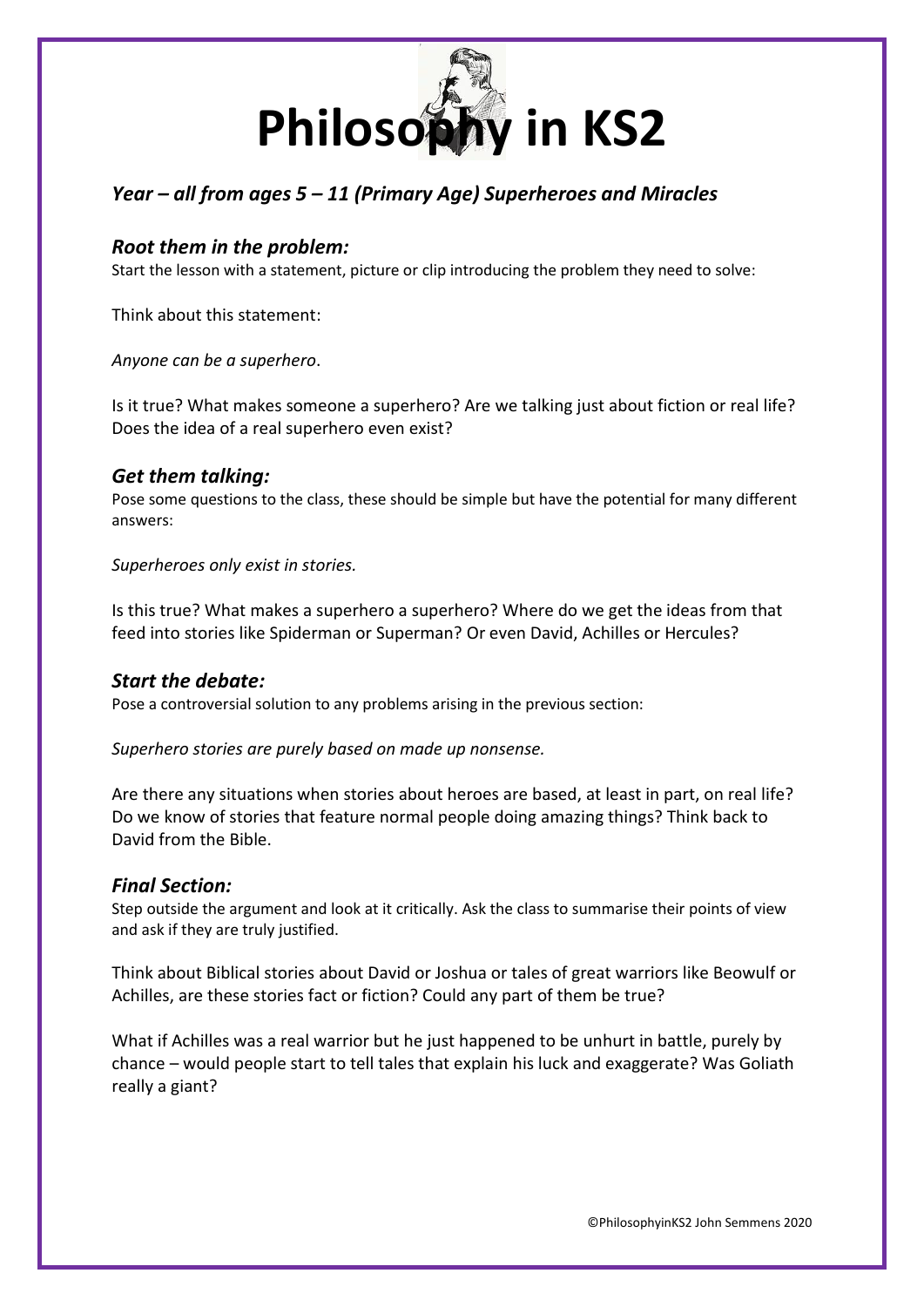# Philosophy in KS2

## *Year – all from ages 5 – 11 (Primary Age) Superheroes and Miracles*

### *Root them in the problem:*

Start the lesson with a statement, picture or clip introducing the problem they need to solve:

Think about this statement:

*Anyone can be a superhero*.

Is it true? What makes someone a superhero? Are we talking just about fiction or real life? Does the idea of a real superhero even exist?

### *Get them talking:*

Pose some questions to the class, these should be simple but have the potential for many different answers:

*Superheroes only exist in stories.*

Is this true? What makes a superhero a superhero? Where do we get the ideas from that feed into stories like Spiderman or Superman? Or even David, Achilles or Hercules?

### *Start the debate:*

Pose a controversial solution to any problems arising in the previous section:

*Superhero stories are purely based on made up nonsense.*

Are there any situations when stories about heroes are based, at least in part, on real life? Do we know of stories that feature normal people doing amazing things? Think back to David from the Bible.

### *Final Section:*

Step outside the argument and look at it critically. Ask the class to summarise their points of view and ask if they are truly justified.

Think about Biblical stories about David or Joshua or tales of great warriors like Beowulf or Achilles, are these stories fact or fiction? Could any part of them be true?

What if Achilles was a real warrior but he just happened to be unhurt in battle, purely by chance – would people start to tell tales that explain his luck and exaggerate? Was Goliath really a giant?

©PhilosophyinKS2 John Semmens 2020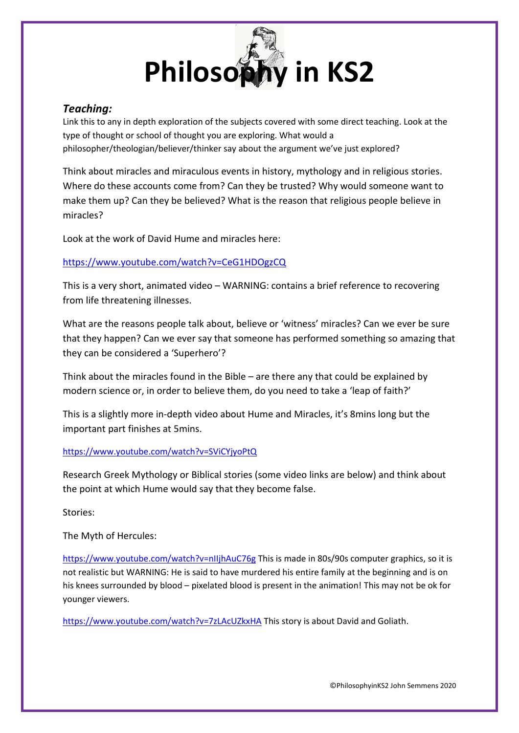# Philosophy in KS2

### *Teaching:*

Link this to any in depth exploration of the subjects covered with some direct teaching. Look at the type of thought or school of thought you are exploring. What would a philosopher/theologian/believer/thinker say about the argument we've just explored?

Think about miracles and miraculous events in history, mythology and in religious stories. Where do these accounts come from? Can they be trusted? Why would someone want to make them up? Can they be believed? What is the reason that religious people believe in miracles?

Look at the work of David Hume and miracles here:

https://www.youtube.com/watch?v=CeG1HDOgzCQ

This is a very short, animated video – WARNING: contains a brief reference to recovering from life threatening illnesses.

What are the reasons people talk about, believe or 'witness' miracles? Can we ever be sure that they happen? Can we ever say that someone has performed something so amazing that they can be considered a 'Superhero'?

Think about the miracles found in the Bible – are there any that could be explained by modern science or, in order to believe them, do you need to take a 'leap of faith?'

This is a slightly more in-depth video about Hume and Miracles, it's 8mins long but the important part finishes at 5mins.

https://www.youtube.com/watch?v=SViCYjyoPtQ

Research Greek Mythology or Biblical stories (some video links are below) and think about the point at which Hume would say that they become false.

Stories:

The Myth of Hercules:

https://www.youtube.com/watch?v=nIljhAuC76g This is made in 80s/90s computer graphics, so it is not realistic but WARNING: He is said to have murdered his entire family at the beginning and is on his knees surrounded by blood – pixelated blood is present in the animation! This may not be ok for younger viewers.

https://www.youtube.com/watch?v=7zLAcUZkxHA This story is about David and Goliath.

©PhilosophyinKS2 John Semmens 2020